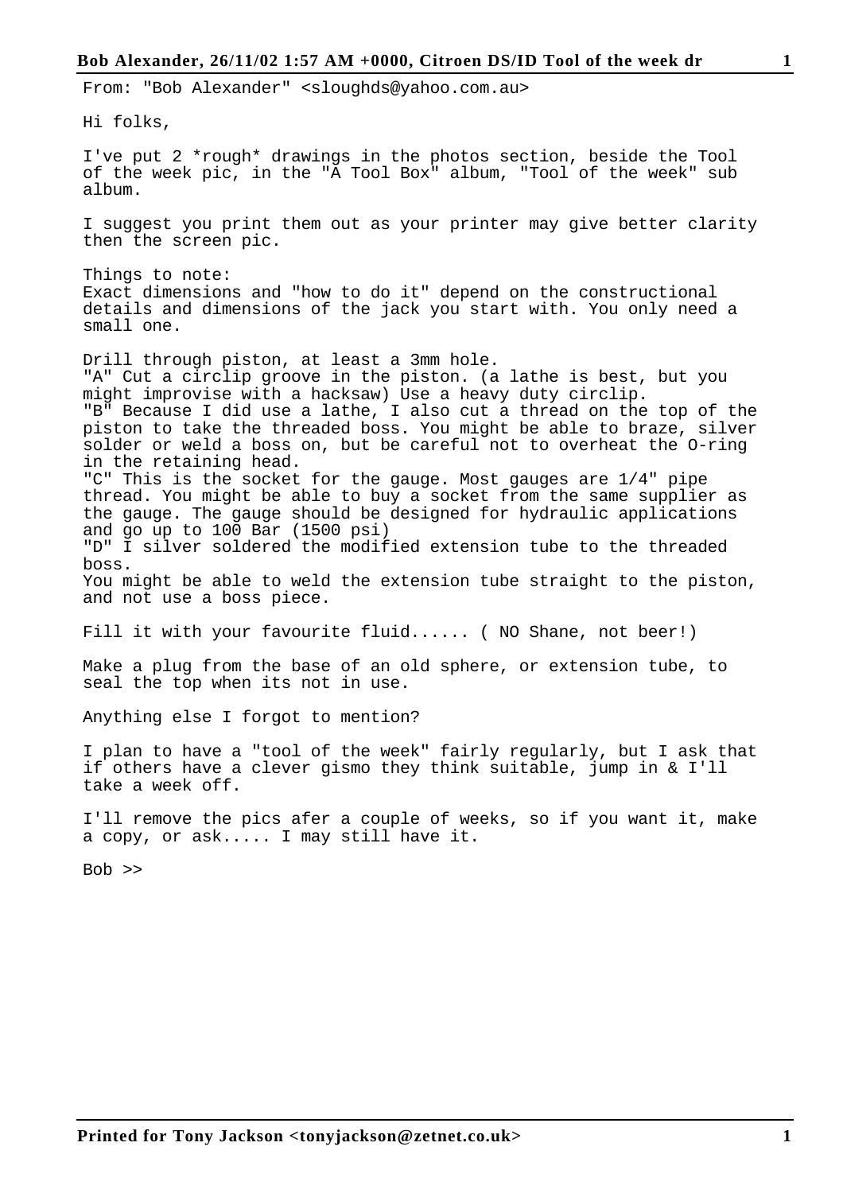From: "Bob Alexander" <sloughds@yahoo.com.au>

Hi folks,

I've put 2 *rough* drawings in the photos section, beside the Tool of the week pic, in the "A Tool Box" album, "Tool of the week" sub album.

I suggest you print them out as your printer may give better clarity then the screen pic.

Things to note:
Exact dimensions and "how to do it" depend on the constructional details and dimensions of the jack you start with. You only need a small one.

Drill through piston, at least a 3mm hole.
"A" Cut a circlip groove in the piston. (a lathe is best, but you might improvise with a hacksaw) Use a heavy duty circlip.
"B" Because I did use a lathe, I also cut a thread on the top of the piston to take the threaded boss. You might be able to braze, silver solder or weld a boss on, but be careful not to overheat the O-ring in the retaining head.
"C" This is the socket for the gauge. Most gauges are 1/4" pipe thread. You might be able to buy a socket from the same supplier as the gauge. The gauge should be designed for hydraulic applications and go up to 100 Bar (1500 psi)
"D" I silver soldered the modified extension tube to the threaded boss.
You might be able to weld the extension tube straight to the piston, and not use a boss piece.

Fill it with your favourite fluid...... ( NO Shane, not beer!)

Make a plug from the base of an old sphere, or extension tube, to seal the top when its not in use.

Anything else I forgot to mention?

I plan to have a "tool of the week" fairly regularly, but I ask that if others have a clever gismo they think suitable, jump in & I'll take a week off.

I'll remove the pics afer a couple of weeks, so if you want it, make a copy, or ask..... I may still have it.

Bob >>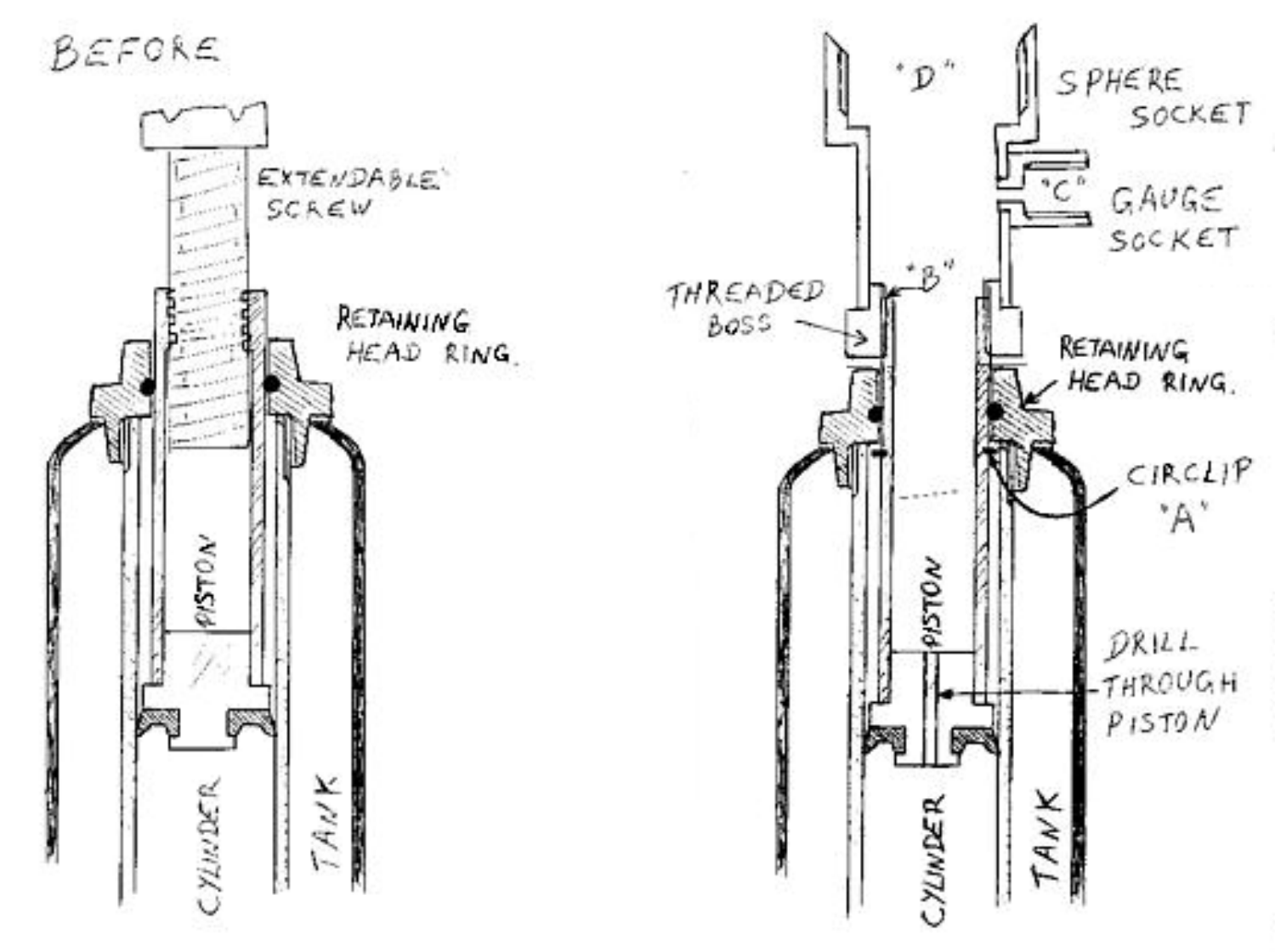BEFORE

EXTENDABLE SCREW

RETAINING HEAD RING.

PISTON

CYLINDER

TANK

"D"

SPHERE SOCKET

"C"

GAUGE SOCKET

THREADED BOSS

"B"

RETAINING HEAD RING.

CIRCLIP "A"

PISTON

DRILL THROUGH PISTON

CYLINDER

TANK